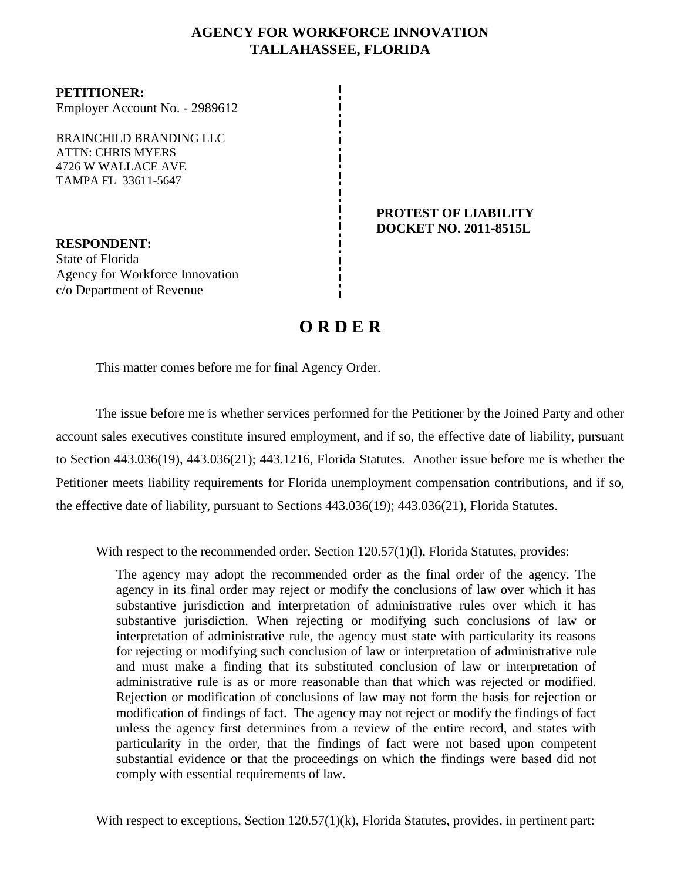# AGENCY FOR WORKFORCE INNOVATION
# TALLAHASSEE, FLORIDA

**PETITIONER:**
Employer Account No. - 2989612

BRAINCHILD BRANDING LLC
ATTN: CHRIS MYERS
4726 W WALLACE AVE
TAMPA FL 33611-5647

**PROTEST OF LIABILITY**
**DOCKET NO. 2011-8515L**

**RESPONDENT:**
State of Florida
Agency for Workforce Innovation
c/o Department of Revenue

## O R D E R

This matter comes before me for final Agency Order.

The issue before me is whether services performed for the Petitioner by the Joined Party and other account sales executives constitute insured employment, and if so, the effective date of liability, pursuant to Section 443.036(19), 443.036(21); 443.1216, Florida Statutes. Another issue before me is whether the Petitioner meets liability requirements for Florida unemployment compensation contributions, and if so, the effective date of liability, pursuant to Sections 443.036(19); 443.036(21), Florida Statutes.

With respect to the recommended order, Section 120.57(1)(l), Florida Statutes, provides:

> The agency may adopt the recommended order as the final order of the agency. The agency in its final order may reject or modify the conclusions of law over which it has substantive jurisdiction and interpretation of administrative rules over which it has substantive jurisdiction. When rejecting or modifying such conclusions of law or interpretation of administrative rule, the agency must state with particularity its reasons for rejecting or modifying such conclusion of law or interpretation of administrative rule and must make a finding that its substituted conclusion of law or interpretation of administrative rule is as or more reasonable than that which was rejected or modified. Rejection or modification of conclusions of law may not form the basis for rejection or modification of findings of fact. The agency may not reject or modify the findings of fact unless the agency first determines from a review of the entire record, and states with particularity in the order, that the findings of fact were not based upon competent substantial evidence or that the proceedings on which the findings were based did not comply with essential requirements of law.

With respect to exceptions, Section 120.57(1)(k), Florida Statutes, provides, in pertinent part: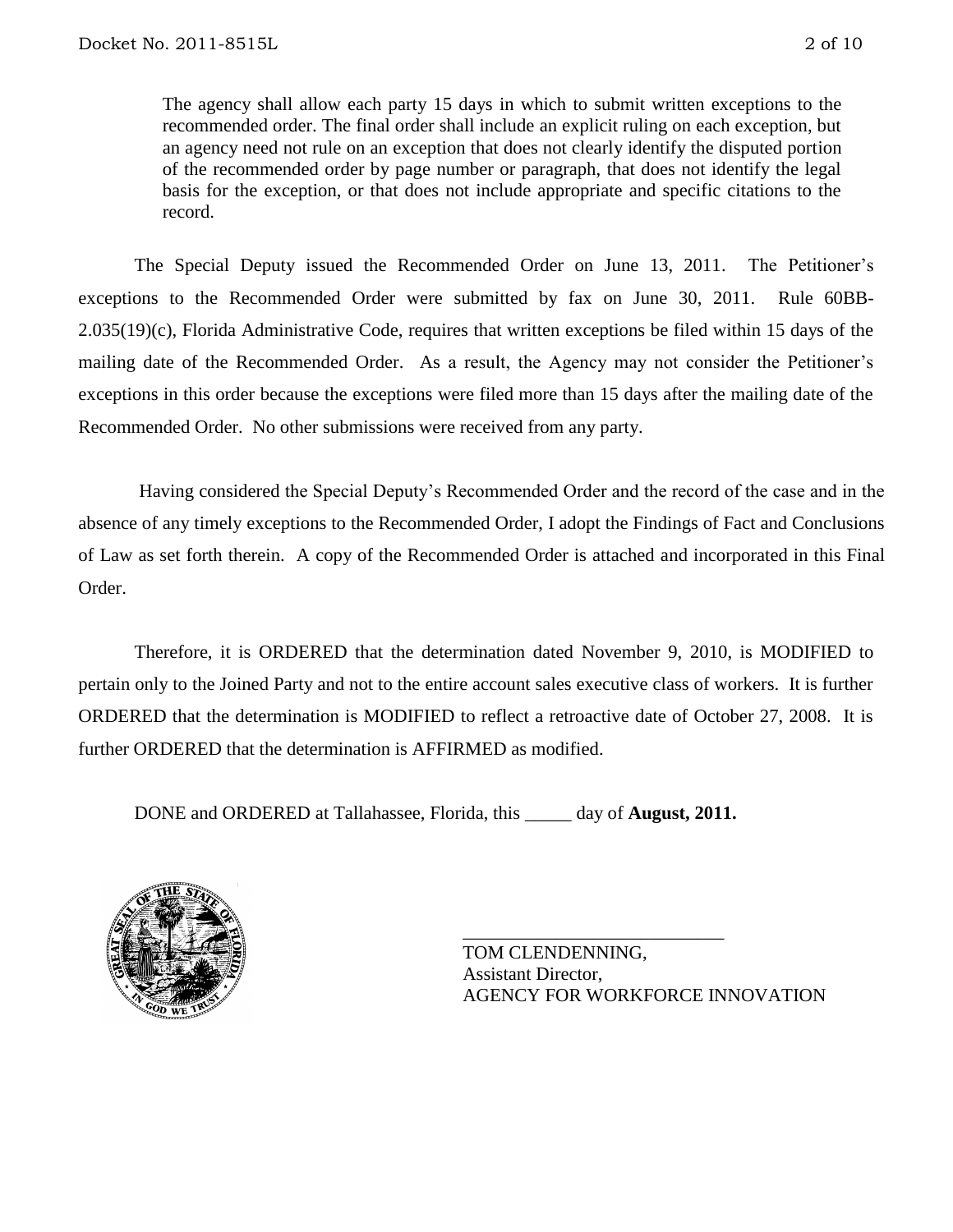> The agency shall allow each party 15 days in which to submit written exceptions to the recommended order. The final order shall include an explicit ruling on each exception, but an agency need not rule on an exception that does not clearly identify the disputed portion of the recommended order by page number or paragraph, that does not identify the legal basis for the exception, or that does not include appropriate and specific citations to the record.

The Special Deputy issued the Recommended Order on June 13, 2011. The Petitioner's exceptions to the Recommended Order were submitted by fax on June 30, 2011. Rule 60BB-2.035(19)(c), Florida Administrative Code, requires that written exceptions be filed within 15 days of the mailing date of the Recommended Order. As a result, the Agency may not consider the Petitioner's exceptions in this order because the exceptions were filed more than 15 days after the mailing date of the Recommended Order. No other submissions were received from any party.

Having considered the Special Deputy's Recommended Order and the record of the case and in the absence of any timely exceptions to the Recommended Order, I adopt the Findings of Fact and Conclusions of Law as set forth therein. A copy of the Recommended Order is attached and incorporated in this Final Order.

Therefore, it is ORDERED that the determination dated November 9, 2010, is MODIFIED to pertain only to the Joined Party and not to the entire account sales executive class of workers. It is further ORDERED that the determination is MODIFIED to reflect a retroactive date of October 27, 2008. It is further ORDERED that the determination is AFFIRMED as modified.

DONE and ORDERED at Tallahassee, Florida, this _____ day of **August, 2011.**

____________________________

TOM CLENDENNING,
Assistant Director,
AGENCY FOR WORKFORCE INNOVATION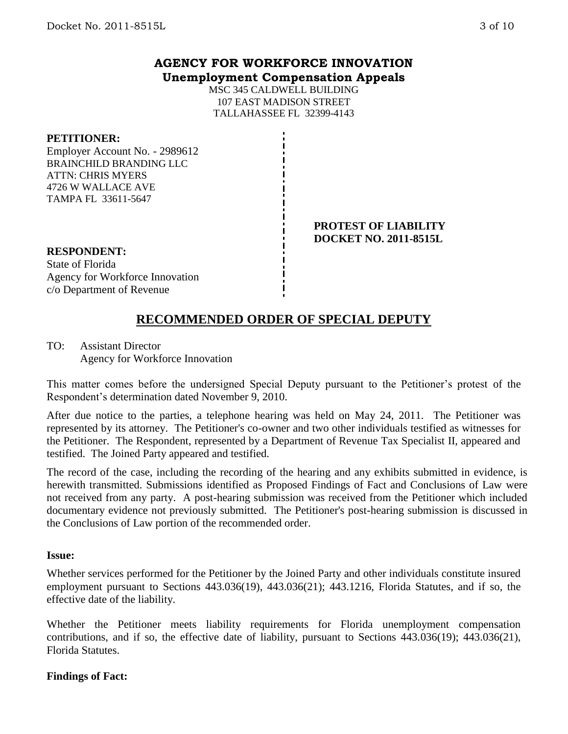# AGENCY FOR WORKFORCE INNOVATION
## Unemployment Compensation Appeals

MSC 345 CALDWELL BUILDING
107 EAST MADISON STREET
TALLAHASSEE FL 32399-4143

**PETITIONER:**
Employer Account No. - 2989612
BRAINCHILD BRANDING LLC
ATTN: CHRIS MYERS
4726 W WALLACE AVE
TAMPA FL 33611-5647

**PROTEST OF LIABILITY**
**DOCKET NO. 2011-8515L**

**RESPONDENT:**
State of Florida
Agency for Workforce Innovation
c/o Department of Revenue

## RECOMMENDED ORDER OF SPECIAL DEPUTY

TO: Assistant Director
Agency for Workforce Innovation

This matter comes before the undersigned Special Deputy pursuant to the Petitioner's protest of the Respondent's determination dated November 9, 2010.

After due notice to the parties, a telephone hearing was held on May 24, 2011. The Petitioner was represented by its attorney. The Petitioner's co-owner and two other individuals testified as witnesses for the Petitioner. The Respondent, represented by a Department of Revenue Tax Specialist II, appeared and testified. The Joined Party appeared and testified.

The record of the case, including the recording of the hearing and any exhibits submitted in evidence, is herewith transmitted. Submissions identified as Proposed Findings of Fact and Conclusions of Law were not received from any party. A post-hearing submission was received from the Petitioner which included documentary evidence not previously submitted. The Petitioner's post-hearing submission is discussed in the Conclusions of Law portion of the recommended order.

**Issue:**

Whether services performed for the Petitioner by the Joined Party and other individuals constitute insured employment pursuant to Sections 443.036(19), 443.036(21); 443.1216, Florida Statutes, and if so, the effective date of the liability.

Whether the Petitioner meets liability requirements for Florida unemployment compensation contributions, and if so, the effective date of liability, pursuant to Sections 443.036(19); 443.036(21), Florida Statutes.

**Findings of Fact:**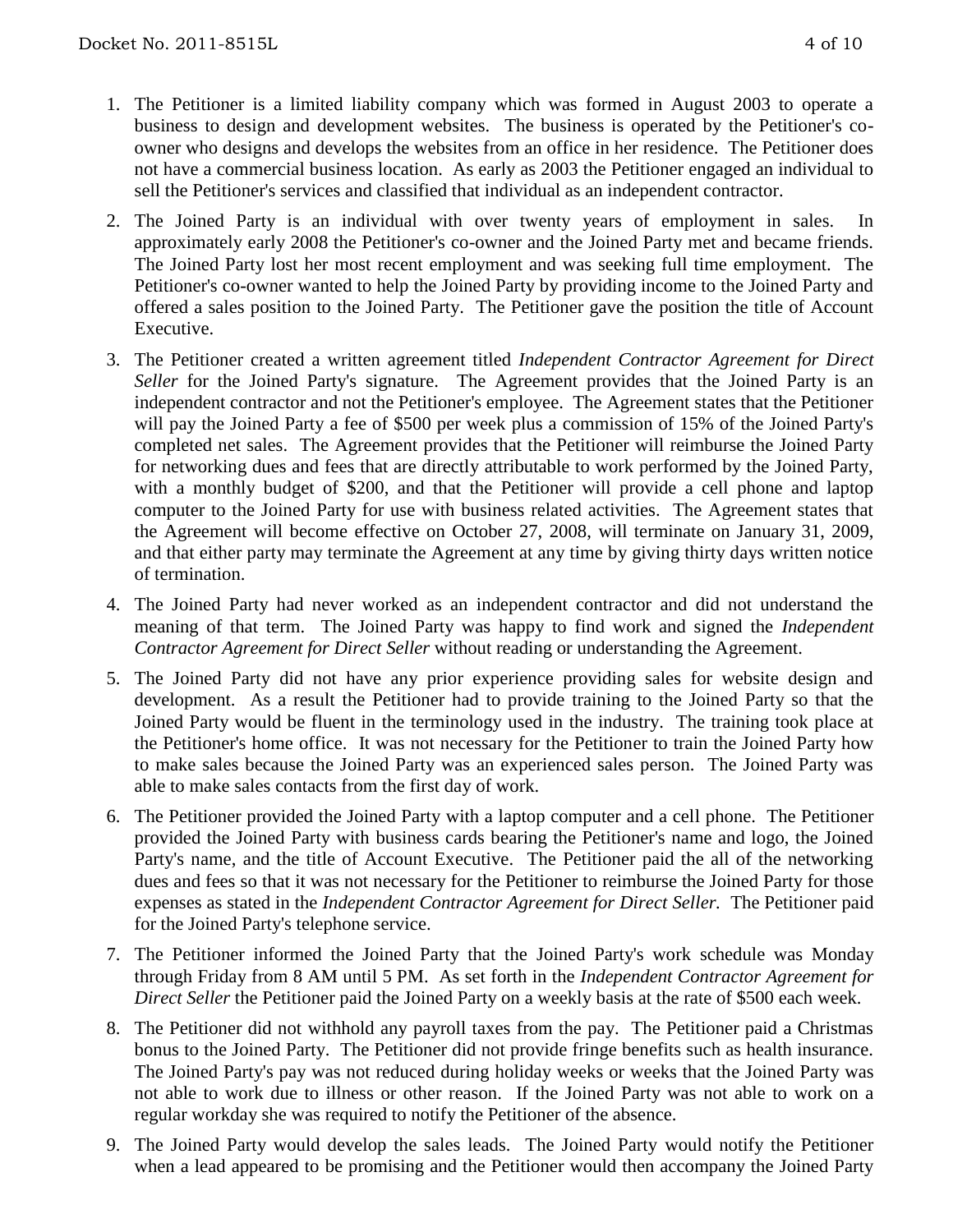1. The Petitioner is a limited liability company which was formed in August 2003 to operate a business to design and development websites. The business is operated by the Petitioner's co-owner who designs and develops the websites from an office in her residence. The Petitioner does not have a commercial business location. As early as 2003 the Petitioner engaged an individual to sell the Petitioner's services and classified that individual as an independent contractor.

2. The Joined Party is an individual with over twenty years of employment in sales. In approximately early 2008 the Petitioner's co-owner and the Joined Party met and became friends. The Joined Party lost her most recent employment and was seeking full time employment. The Petitioner's co-owner wanted to help the Joined Party by providing income to the Joined Party and offered a sales position to the Joined Party. The Petitioner gave the position the title of Account Executive.

3. The Petitioner created a written agreement titled *Independent Contractor Agreement for Direct Seller* for the Joined Party's signature. The Agreement provides that the Joined Party is an independent contractor and not the Petitioner's employee. The Agreement states that the Petitioner will pay the Joined Party a fee of $500 per week plus a commission of 15% of the Joined Party's completed net sales. The Agreement provides that the Petitioner will reimburse the Joined Party for networking dues and fees that are directly attributable to work performed by the Joined Party, with a monthly budget of $200, and that the Petitioner will provide a cell phone and laptop computer to the Joined Party for use with business related activities. The Agreement states that the Agreement will become effective on October 27, 2008, will terminate on January 31, 2009, and that either party may terminate the Agreement at any time by giving thirty days written notice of termination.

4. The Joined Party had never worked as an independent contractor and did not understand the meaning of that term. The Joined Party was happy to find work and signed the *Independent Contractor Agreement for Direct Seller* without reading or understanding the Agreement.

5. The Joined Party did not have any prior experience providing sales for website design and development. As a result the Petitioner had to provide training to the Joined Party so that the Joined Party would be fluent in the terminology used in the industry. The training took place at the Petitioner's home office. It was not necessary for the Petitioner to train the Joined Party how to make sales because the Joined Party was an experienced sales person. The Joined Party was able to make sales contacts from the first day of work.

6. The Petitioner provided the Joined Party with a laptop computer and a cell phone. The Petitioner provided the Joined Party with business cards bearing the Petitioner's name and logo, the Joined Party's name, and the title of Account Executive. The Petitioner paid the all of the networking dues and fees so that it was not necessary for the Petitioner to reimburse the Joined Party for those expenses as stated in the *Independent Contractor Agreement for Direct Seller.* The Petitioner paid for the Joined Party's telephone service.

7. The Petitioner informed the Joined Party that the Joined Party's work schedule was Monday through Friday from 8 AM until 5 PM. As set forth in the *Independent Contractor Agreement for Direct Seller* the Petitioner paid the Joined Party on a weekly basis at the rate of $500 each week.

8. The Petitioner did not withhold any payroll taxes from the pay. The Petitioner paid a Christmas bonus to the Joined Party. The Petitioner did not provide fringe benefits such as health insurance. The Joined Party's pay was not reduced during holiday weeks or weeks that the Joined Party was not able to work due to illness or other reason. If the Joined Party was not able to work on a regular workday she was required to notify the Petitioner of the absence.

9. The Joined Party would develop the sales leads. The Joined Party would notify the Petitioner when a lead appeared to be promising and the Petitioner would then accompany the Joined Party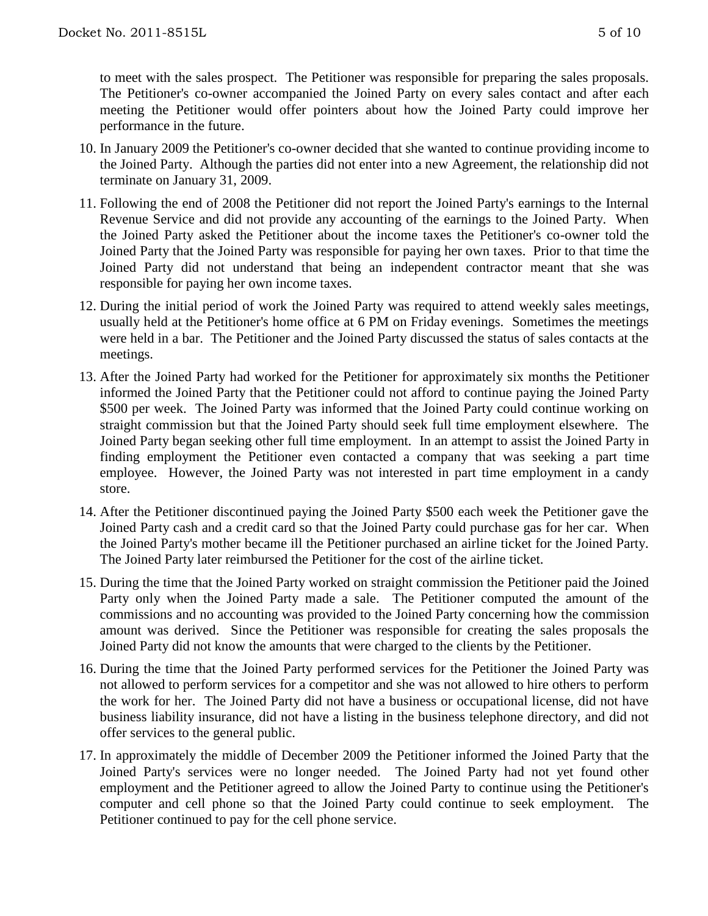to meet with the sales prospect. The Petitioner was responsible for preparing the sales proposals. The Petitioner's co-owner accompanied the Joined Party on every sales contact and after each meeting the Petitioner would offer pointers about how the Joined Party could improve her performance in the future.

10. In January 2009 the Petitioner's co-owner decided that she wanted to continue providing income to the Joined Party. Although the parties did not enter into a new Agreement, the relationship did not terminate on January 31, 2009.

11. Following the end of 2008 the Petitioner did not report the Joined Party's earnings to the Internal Revenue Service and did not provide any accounting of the earnings to the Joined Party. When the Joined Party asked the Petitioner about the income taxes the Petitioner's co-owner told the Joined Party that the Joined Party was responsible for paying her own taxes. Prior to that time the Joined Party did not understand that being an independent contractor meant that she was responsible for paying her own income taxes.

12. During the initial period of work the Joined Party was required to attend weekly sales meetings, usually held at the Petitioner's home office at 6 PM on Friday evenings. Sometimes the meetings were held in a bar. The Petitioner and the Joined Party discussed the status of sales contacts at the meetings.

13. After the Joined Party had worked for the Petitioner for approximately six months the Petitioner informed the Joined Party that the Petitioner could not afford to continue paying the Joined Party $500 per week. The Joined Party was informed that the Joined Party could continue working on straight commission but that the Joined Party should seek full time employment elsewhere. The Joined Party began seeking other full time employment. In an attempt to assist the Joined Party in finding employment the Petitioner even contacted a company that was seeking a part time employee. However, the Joined Party was not interested in part time employment in a candy store.

14. After the Petitioner discontinued paying the Joined Party $500 each week the Petitioner gave the Joined Party cash and a credit card so that the Joined Party could purchase gas for her car. When the Joined Party's mother became ill the Petitioner purchased an airline ticket for the Joined Party. The Joined Party later reimbursed the Petitioner for the cost of the airline ticket.

15. During the time that the Joined Party worked on straight commission the Petitioner paid the Joined Party only when the Joined Party made a sale. The Petitioner computed the amount of the commissions and no accounting was provided to the Joined Party concerning how the commission amount was derived. Since the Petitioner was responsible for creating the sales proposals the Joined Party did not know the amounts that were charged to the clients by the Petitioner.

16. During the time that the Joined Party performed services for the Petitioner the Joined Party was not allowed to perform services for a competitor and she was not allowed to hire others to perform the work for her. The Joined Party did not have a business or occupational license, did not have business liability insurance, did not have a listing in the business telephone directory, and did not offer services to the general public.

17. In approximately the middle of December 2009 the Petitioner informed the Joined Party that the Joined Party's services were no longer needed. The Joined Party had not yet found other employment and the Petitioner agreed to allow the Joined Party to continue using the Petitioner's computer and cell phone so that the Joined Party could continue to seek employment. The Petitioner continued to pay for the cell phone service.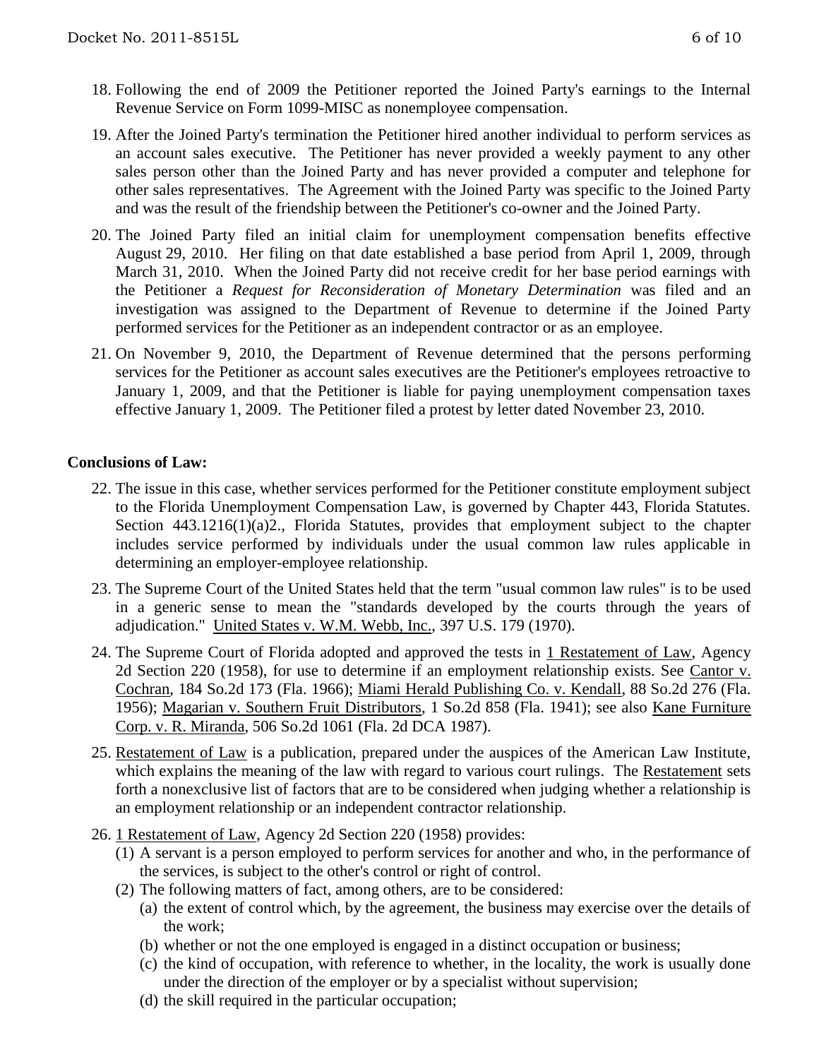18. Following the end of 2009 the Petitioner reported the Joined Party's earnings to the Internal Revenue Service on Form 1099-MISC as nonemployee compensation.

19. After the Joined Party's termination the Petitioner hired another individual to perform services as an account sales executive. The Petitioner has never provided a weekly payment to any other sales person other than the Joined Party and has never provided a computer and telephone for other sales representatives. The Agreement with the Joined Party was specific to the Joined Party and was the result of the friendship between the Petitioner's co-owner and the Joined Party.

20. The Joined Party filed an initial claim for unemployment compensation benefits effective August 29, 2010. Her filing on that date established a base period from April 1, 2009, through March 31, 2010. When the Joined Party did not receive credit for her base period earnings with the Petitioner a *Request for Reconsideration of Monetary Determination* was filed and an investigation was assigned to the Department of Revenue to determine if the Joined Party performed services for the Petitioner as an independent contractor or as an employee.

21. On November 9, 2010, the Department of Revenue determined that the persons performing services for the Petitioner as account sales executives are the Petitioner's employees retroactive to January 1, 2009, and that the Petitioner is liable for paying unemployment compensation taxes effective January 1, 2009. The Petitioner filed a protest by letter dated November 23, 2010.

## Conclusions of Law:

22. The issue in this case, whether services performed for the Petitioner constitute employment subject to the Florida Unemployment Compensation Law, is governed by Chapter 443, Florida Statutes. Section 443.1216(1)(a)2., Florida Statutes, provides that employment subject to the chapter includes service performed by individuals under the usual common law rules applicable in determining an employer-employee relationship.

23. The Supreme Court of the United States held that the term "usual common law rules" is to be used in a generic sense to mean the "standards developed by the courts through the years of adjudication." United States v. W.M. Webb, Inc., 397 U.S. 179 (1970).

24. The Supreme Court of Florida adopted and approved the tests in 1 Restatement of Law, Agency 2d Section 220 (1958), for use to determine if an employment relationship exists. See Cantor v. Cochran, 184 So.2d 173 (Fla. 1966); Miami Herald Publishing Co. v. Kendall, 88 So.2d 276 (Fla. 1956); Magarian v. Southern Fruit Distributors, 1 So.2d 858 (Fla. 1941); see also Kane Furniture Corp. v. R. Miranda, 506 So.2d 1061 (Fla. 2d DCA 1987).

25. Restatement of Law is a publication, prepared under the auspices of the American Law Institute, which explains the meaning of the law with regard to various court rulings. The Restatement sets forth a nonexclusive list of factors that are to be considered when judging whether a relationship is an employment relationship or an independent contractor relationship.

26. 1 Restatement of Law, Agency 2d Section 220 (1958) provides:
    (1) A servant is a person employed to perform services for another and who, in the performance of the services, is subject to the other's control or right of control.
    (2) The following matters of fact, among others, are to be considered:
        (a) the extent of control which, by the agreement, the business may exercise over the details of the work;
        (b) whether or not the one employed is engaged in a distinct occupation or business;
        (c) the kind of occupation, with reference to whether, in the locality, the work is usually done under the direction of the employer or by a specialist without supervision;
        (d) the skill required in the particular occupation;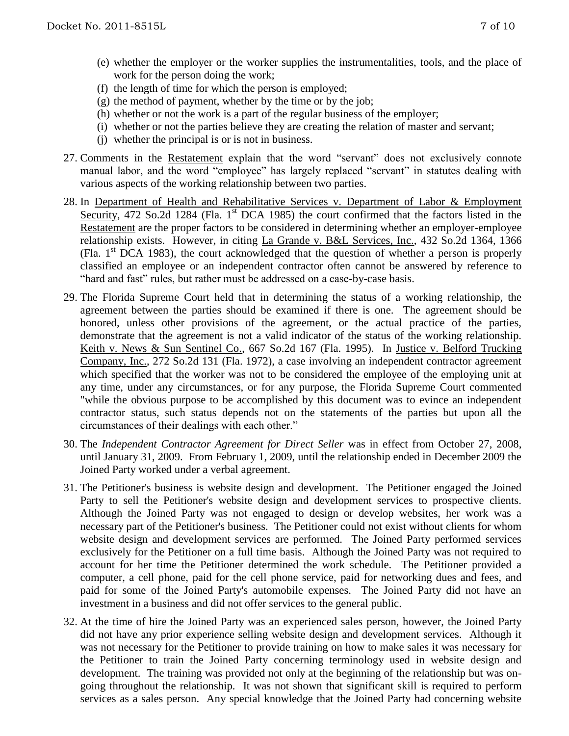(e) whether the employer or the worker supplies the instrumentalities, tools, and the place of work for the person doing the work;
(f) the length of time for which the person is employed;
(g) the method of payment, whether by the time or by the job;
(h) whether or not the work is a part of the regular business of the employer;
(i) whether or not the parties believe they are creating the relation of master and servant;
(j) whether the principal is or is not in business.

27. Comments in the Restatement explain that the word "servant" does not exclusively connote manual labor, and the word "employee" has largely replaced "servant" in statutes dealing with various aspects of the working relationship between two parties.

28. In Department of Health and Rehabilitative Services v. Department of Labor & Employment Security, 472 So.2d 1284 (Fla. 1st DCA 1985) the court confirmed that the factors listed in the Restatement are the proper factors to be considered in determining whether an employer-employee relationship exists. However, in citing La Grande v. B&L Services, Inc., 432 So.2d 1364, 1366 (Fla. 1st DCA 1983), the court acknowledged that the question of whether a person is properly classified an employee or an independent contractor often cannot be answered by reference to "hard and fast" rules, but rather must be addressed on a case-by-case basis.

29. The Florida Supreme Court held that in determining the status of a working relationship, the agreement between the parties should be examined if there is one. The agreement should be honored, unless other provisions of the agreement, or the actual practice of the parties, demonstrate that the agreement is not a valid indicator of the status of the working relationship. Keith v. News & Sun Sentinel Co., 667 So.2d 167 (Fla. 1995). In Justice v. Belford Trucking Company, Inc., 272 So.2d 131 (Fla. 1972), a case involving an independent contractor agreement which specified that the worker was not to be considered the employee of the employing unit at any time, under any circumstances, or for any purpose, the Florida Supreme Court commented "while the obvious purpose to be accomplished by this document was to evince an independent contractor status, such status depends not on the statements of the parties but upon all the circumstances of their dealings with each other."

30. The *Independent Contractor Agreement for Direct Seller* was in effect from October 27, 2008, until January 31, 2009. From February 1, 2009, until the relationship ended in December 2009 the Joined Party worked under a verbal agreement.

31. The Petitioner's business is website design and development. The Petitioner engaged the Joined Party to sell the Petitioner's website design and development services to prospective clients. Although the Joined Party was not engaged to design or develop websites, her work was a necessary part of the Petitioner's business. The Petitioner could not exist without clients for whom website design and development services are performed. The Joined Party performed services exclusively for the Petitioner on a full time basis. Although the Joined Party was not required to account for her time the Petitioner determined the work schedule. The Petitioner provided a computer, a cell phone, paid for the cell phone service, paid for networking dues and fees, and paid for some of the Joined Party's automobile expenses. The Joined Party did not have an investment in a business and did not offer services to the general public.

32. At the time of hire the Joined Party was an experienced sales person, however, the Joined Party did not have any prior experience selling website design and development services. Although it was not necessary for the Petitioner to provide training on how to make sales it was necessary for the Petitioner to train the Joined Party concerning terminology used in website design and development. The training was provided not only at the beginning of the relationship but was on-going throughout the relationship. It was not shown that significant skill is required to perform services as a sales person. Any special knowledge that the Joined Party had concerning website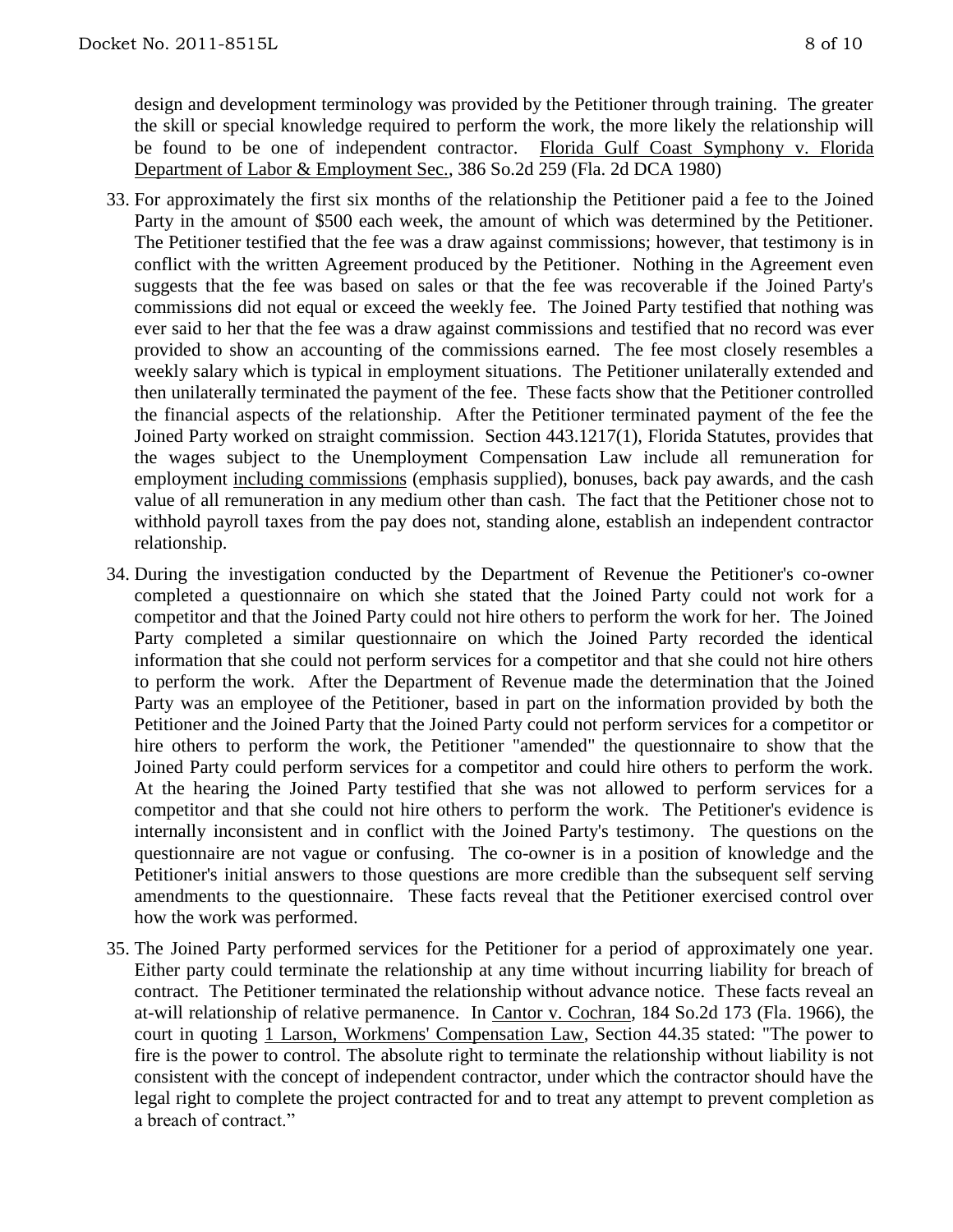design and development terminology was provided by the Petitioner through training. The greater the skill or special knowledge required to perform the work, the more likely the relationship will be found to be one of independent contractor. Florida Gulf Coast Symphony v. Florida Department of Labor & Employment Sec., 386 So.2d 259 (Fla. 2d DCA 1980)

33. For approximately the first six months of the relationship the Petitioner paid a fee to the Joined Party in the amount of $500 each week, the amount of which was determined by the Petitioner. The Petitioner testified that the fee was a draw against commissions; however, that testimony is in conflict with the written Agreement produced by the Petitioner. Nothing in the Agreement even suggests that the fee was based on sales or that the fee was recoverable if the Joined Party's commissions did not equal or exceed the weekly fee. The Joined Party testified that nothing was ever said to her that the fee was a draw against commissions and testified that no record was ever provided to show an accounting of the commissions earned. The fee most closely resembles a weekly salary which is typical in employment situations. The Petitioner unilaterally extended and then unilaterally terminated the payment of the fee. These facts show that the Petitioner controlled the financial aspects of the relationship. After the Petitioner terminated payment of the fee the Joined Party worked on straight commission. Section 443.1217(1), Florida Statutes, provides that the wages subject to the Unemployment Compensation Law include all remuneration for employment including commissions (emphasis supplied), bonuses, back pay awards, and the cash value of all remuneration in any medium other than cash. The fact that the Petitioner chose not to withhold payroll taxes from the pay does not, standing alone, establish an independent contractor relationship.

34. During the investigation conducted by the Department of Revenue the Petitioner's co-owner completed a questionnaire on which she stated that the Joined Party could not work for a competitor and that the Joined Party could not hire others to perform the work for her. The Joined Party completed a similar questionnaire on which the Joined Party recorded the identical information that she could not perform services for a competitor and that she could not hire others to perform the work. After the Department of Revenue made the determination that the Joined Party was an employee of the Petitioner, based in part on the information provided by both the Petitioner and the Joined Party that the Joined Party could not perform services for a competitor or hire others to perform the work, the Petitioner "amended" the questionnaire to show that the Joined Party could perform services for a competitor and could hire others to perform the work. At the hearing the Joined Party testified that she was not allowed to perform services for a competitor and that she could not hire others to perform the work. The Petitioner's evidence is internally inconsistent and in conflict with the Joined Party's testimony. The questions on the questionnaire are not vague or confusing. The co-owner is in a position of knowledge and the Petitioner's initial answers to those questions are more credible than the subsequent self serving amendments to the questionnaire. These facts reveal that the Petitioner exercised control over how the work was performed.

35. The Joined Party performed services for the Petitioner for a period of approximately one year. Either party could terminate the relationship at any time without incurring liability for breach of contract. The Petitioner terminated the relationship without advance notice. These facts reveal an at-will relationship of relative permanence. In Cantor v. Cochran, 184 So.2d 173 (Fla. 1966), the court in quoting 1 Larson, Workmens' Compensation Law, Section 44.35 stated: "The power to fire is the power to control. The absolute right to terminate the relationship without liability is not consistent with the concept of independent contractor, under which the contractor should have the legal right to complete the project contracted for and to treat any attempt to prevent completion as a breach of contract."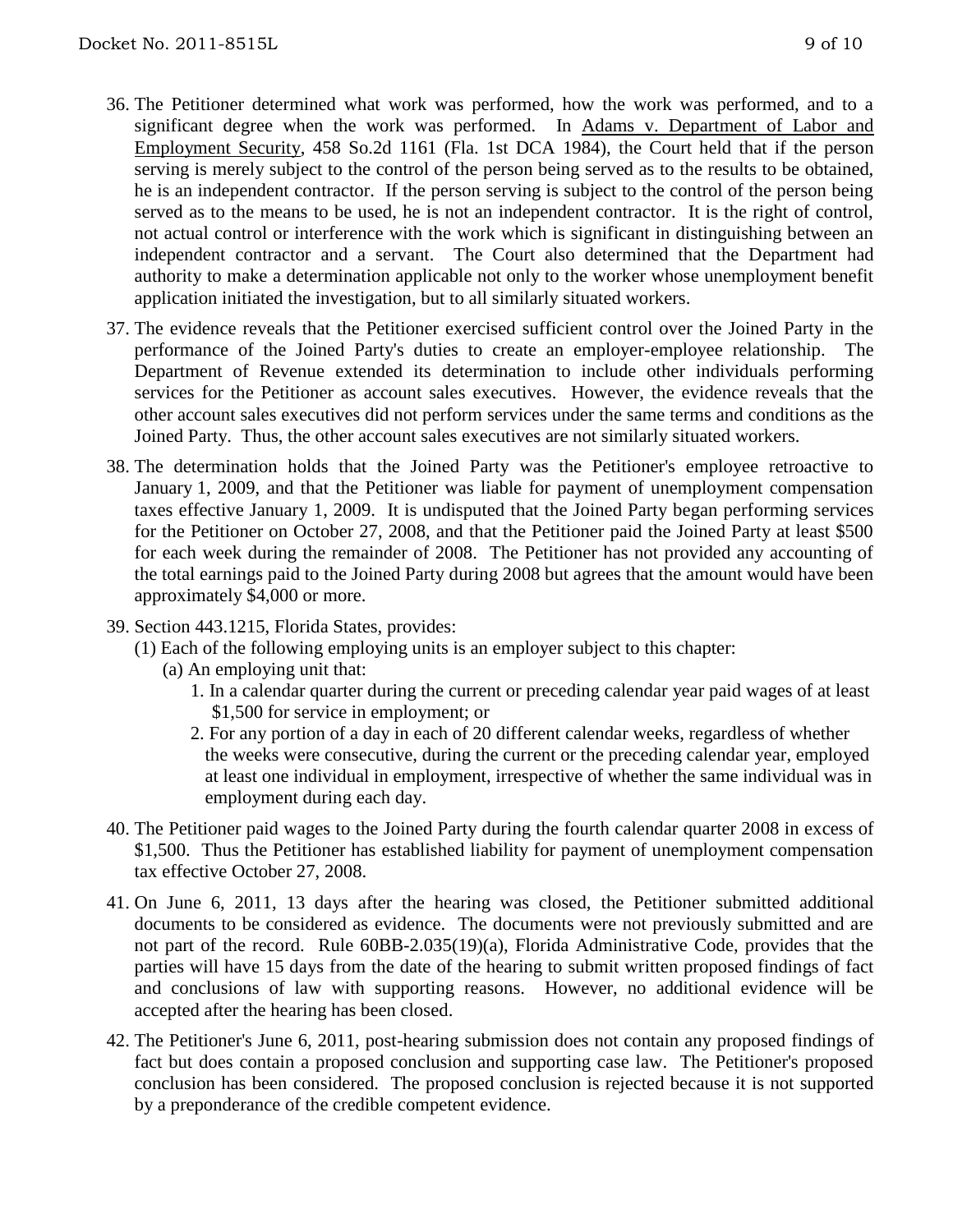36. The Petitioner determined what work was performed, how the work was performed, and to a significant degree when the work was performed. In Adams v. Department of Labor and Employment Security, 458 So.2d 1161 (Fla. 1st DCA 1984), the Court held that if the person serving is merely subject to the control of the person being served as to the results to be obtained, he is an independent contractor. If the person serving is subject to the control of the person being served as to the means to be used, he is not an independent contractor. It is the right of control, not actual control or interference with the work which is significant in distinguishing between an independent contractor and a servant. The Court also determined that the Department had authority to make a determination applicable not only to the worker whose unemployment benefit application initiated the investigation, but to all similarly situated workers.

37. The evidence reveals that the Petitioner exercised sufficient control over the Joined Party in the performance of the Joined Party's duties to create an employer-employee relationship. The Department of Revenue extended its determination to include other individuals performing services for the Petitioner as account sales executives. However, the evidence reveals that the other account sales executives did not perform services under the same terms and conditions as the Joined Party. Thus, the other account sales executives are not similarly situated workers.

38. The determination holds that the Joined Party was the Petitioner's employee retroactive to January 1, 2009, and that the Petitioner was liable for payment of unemployment compensation taxes effective January 1, 2009. It is undisputed that the Joined Party began performing services for the Petitioner on October 27, 2008, and that the Petitioner paid the Joined Party at least $500 for each week during the remainder of 2008. The Petitioner has not provided any accounting of the total earnings paid to the Joined Party during 2008 but agrees that the amount would have been approximately $4,000 or more.

39. Section 443.1215, Florida States, provides:
    (1) Each of the following employing units is an employer subject to this chapter:
        (a) An employing unit that:
            1. In a calendar quarter during the current or preceding calendar year paid wages of at least $1,500 for service in employment; or
            2. For any portion of a day in each of 20 different calendar weeks, regardless of whether the weeks were consecutive, during the current or the preceding calendar year, employed at least one individual in employment, irrespective of whether the same individual was in employment during each day.

40. The Petitioner paid wages to the Joined Party during the fourth calendar quarter 2008 in excess of $1,500. Thus the Petitioner has established liability for payment of unemployment compensation tax effective October 27, 2008.

41. On June 6, 2011, 13 days after the hearing was closed, the Petitioner submitted additional documents to be considered as evidence. The documents were not previously submitted and are not part of the record. Rule 60BB-2.035(19)(a), Florida Administrative Code, provides that the parties will have 15 days from the date of the hearing to submit written proposed findings of fact and conclusions of law with supporting reasons. However, no additional evidence will be accepted after the hearing has been closed.

42. The Petitioner's June 6, 2011, post-hearing submission does not contain any proposed findings of fact but does contain a proposed conclusion and supporting case law. The Petitioner's proposed conclusion has been considered. The proposed conclusion is rejected because it is not supported by a preponderance of the credible competent evidence.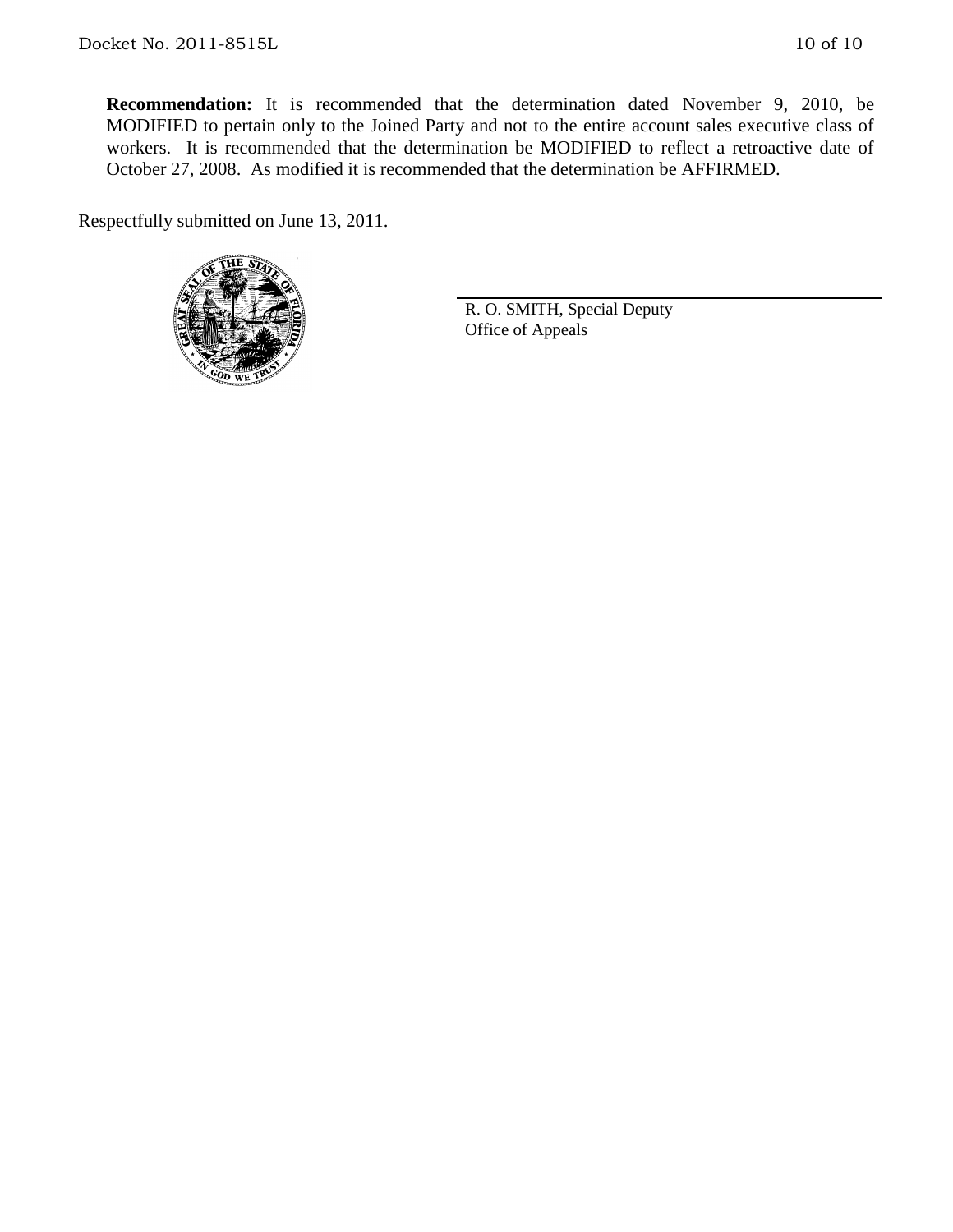**Recommendation:** It is recommended that the determination dated November 9, 2010, be MODIFIED to pertain only to the Joined Party and not to the entire account sales executive class of workers. It is recommended that the determination be MODIFIED to reflect a retroactive date of October 27, 2008. As modified it is recommended that the determination be AFFIRMED.

Respectfully submitted on June 13, 2011.

R. O. SMITH, Special Deputy
Office of Appeals